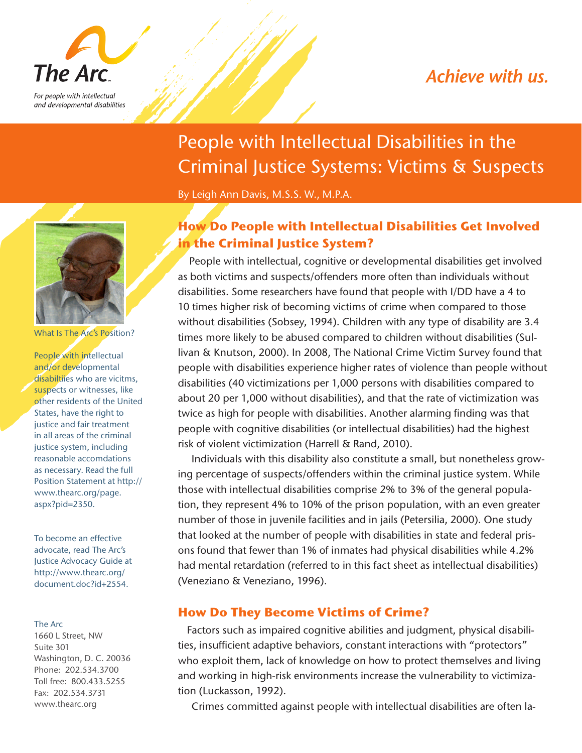The Arc

*For people with intellectual and developmental disabilities*

*Achieve with us.*

# People with Intellectual Disabilities in the Criminal Justice Systems: Victims & Suspects

By Leigh Ann Davis, M.S.S. W., M.P.A.

## How Do People with Intellectual Disabilities Get Involved in the Criminal Justice System?

People with intellectual, cognitive or developmental disabilities get involved as both victims and suspects/offenders more often than individuals without disabilities. Some researchers have found that people with I/DD have a 4 to 10 times higher risk of becoming victims of crime when compared to those without disabilities (Sobsey, 1994). Children with any type of disability are 3.4 times more likely to be abused compared to children without disabilities (Sullivan & Knutson, 2000). In 2008, The National Crime Victim Survey found that people with disabilities experience higher rates of violence than people without disabilities (40 victimizations per 1,000 persons with disabilities compared to about 20 per 1,000 without disabilities), and that the rate of victimization was twice as high for people with disabilities. Another alarming finding was that people with cognitive disabilities (or intellectual disabilities) had the highest risk of violent victimization (Harrell & Rand, 2010).

Individuals with this disability also constitute a small, but nonetheless growing percentage of suspects/offenders within the criminal justice system. While those with intellectual disabilities comprise 2% to 3% of the general population, they represent 4% to 10% of the prison population, with an even greater number of those in juvenile facilities and in jails (Petersilia, 2000). One study that looked at the number of people with disabilities in state and federal prisons found that fewer than 1% of inmates had physical disabilities while 4.2% had mental retardation (referred to in this fact sheet as intellectual disabilities) (Veneziano & Veneziano, 1996).

## How Do They Become Victims of Crime?

Factors such as impaired cognitive abilities and judgment, physical disabilities, insufficient adaptive behaviors, constant interactions with "protectors" who exploit them, lack of knowledge on how to protect themselves and living and working in high-risk environments increase the vulnerability to victimization (Luckasson, 1992).

Crimes committed against people with intellectual disabilities are often la-

What Is The Arc's Position?

People with intellectual and/or developmental disabiltiies who are vicitms, suspects or witnesses, like other residents of the United States, have the right to justice and fair treatment in all areas of the criminal justice system, including reasonable accomdations as necessary. Read the full Position Statement at http://www.thearc.org/page.aspx?pid=2350.

To become an effective advocate, read The Arc's Justice Advocacy Guide at http://www.thearc.org/document.doc?id+2554.

The Arc
1660 L Street, NW
Suite 301
Washington, D. C. 20036
Phone: 202.534.3700
Toll free: 800.433.5255
Fax: 202.534.3731
www.thearc.org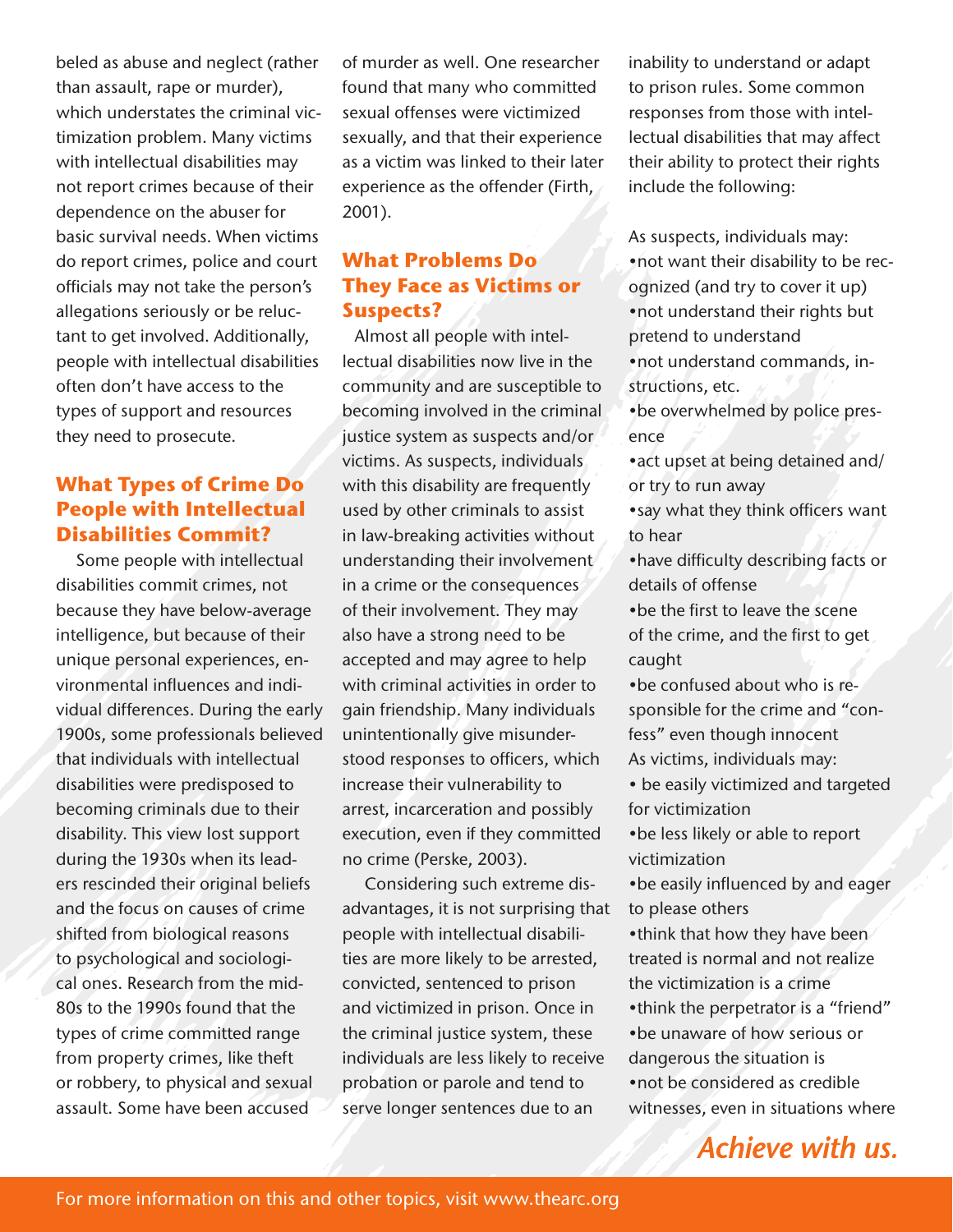beled as abuse and neglect (rather than assault, rape or murder), which understates the criminal victimization problem. Many victims with intellectual disabilities may not report crimes because of their dependence on the abuser for basic survival needs. When victims do report crimes, police and court officials may not take the person's allegations seriously or be reluctant to get involved. Additionally, people with intellectual disabilities often don't have access to the types of support and resources they need to prosecute.

## What Types of Crime Do People with Intellectual Disabilities Commit?

Some people with intellectual disabilities commit crimes, not because they have below-average intelligence, but because of their unique personal experiences, environmental influences and individual differences. During the early 1900s, some professionals believed that individuals with intellectual disabilities were predisposed to becoming criminals due to their disability. This view lost support during the 1930s when its leaders rescinded their original beliefs and the focus on causes of crime shifted from biological reasons to psychological and sociological ones. Research from the mid-80s to the 1990s found that the types of crime committed range from property crimes, like theft or robbery, to physical and sexual assault. Some have been accused of murder as well. One researcher found that many who committed sexual offenses were victimized sexually, and that their experience as a victim was linked to their later experience as the offender (Firth, 2001).

## What Problems Do They Face as Victims or Suspects?

Almost all people with intellectual disabilities now live in the community and are susceptible to becoming involved in the criminal justice system as suspects and/or victims. As suspects, individuals with this disability are frequently used by other criminals to assist in law-breaking activities without understanding their involvement in a crime or the consequences of their involvement. They may also have a strong need to be accepted and may agree to help with criminal activities in order to gain friendship. Many individuals unintentionally give misunderstood responses to officers, which increase their vulnerability to arrest, incarceration and possibly execution, even if they committed no crime (Perske, 2003).

Considering such extreme disadvantages, it is not surprising that people with intellectual disabilities are more likely to be arrested, convicted, sentenced to prison and victimized in prison. Once in the criminal justice system, these individuals are less likely to receive probation or parole and tend to serve longer sentences due to an inability to understand or adapt to prison rules. Some common responses from those with intellectual disabilities that may affect their ability to protect their rights include the following:

As suspects, individuals may:

- not want their disability to be recognized (and try to cover it up)
- not understand their rights but pretend to understand
- not understand commands, instructions, etc.
- be overwhelmed by police presence
- act upset at being detained and/or try to run away
- say what they think officers want to hear
- have difficulty describing facts or details of offense
- be the first to leave the scene of the crime, and the first to get caught
- be confused about who is responsible for the crime and "confess" even though innocent

As victims, individuals may:

- be easily victimized and targeted for victimization
- be less likely or able to report victimization
- be easily influenced by and eager to please others
- think that how they have been treated is normal and not realize the victimization is a crime
- think the perpetrator is a "friend"
- be unaware of how serious or dangerous the situation is
- not be considered as credible witnesses, even in situations where

*Achieve with us.*

For more information on this and other topics, visit www.thearc.org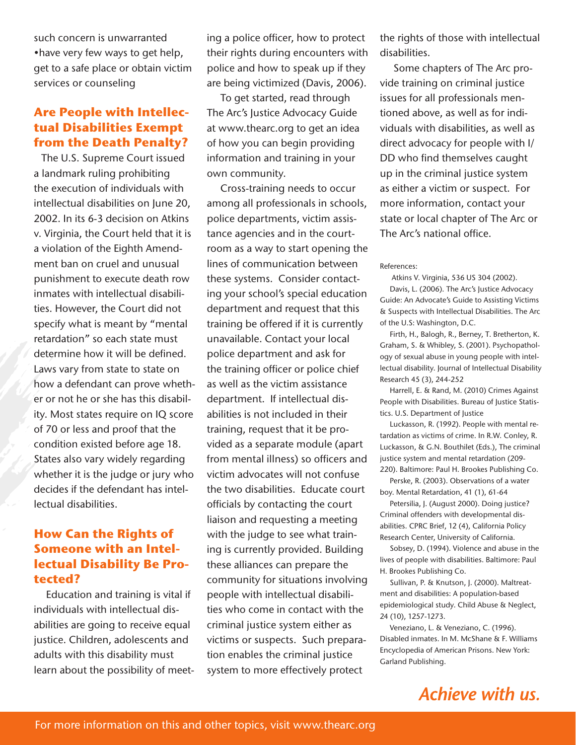such concern is unwarranted

- have very few ways to get help, get to a safe place or obtain victim services or counseling

## Are People with Intellectual Disabilities Exempt from the Death Penalty?

The U.S. Supreme Court issued a landmark ruling prohibiting the execution of individuals with intellectual disabilities on June 20, 2002. In its 6-3 decision on Atkins v. Virginia, the Court held that it is a violation of the Eighth Amendment ban on cruel and unusual punishment to execute death row inmates with intellectual disabilities. However, the Court did not specify what is meant by "mental retardation" so each state must determine how it will be defined. Laws vary from state to state on how a defendant can prove whether or not he or she has this disability. Most states require on IQ score of 70 or less and proof that the condition existed before age 18. States also vary widely regarding whether it is the judge or jury who decides if the defendant has intellectual disabilities.

## How Can the Rights of Someone with an Intellectual Disability Be Protected?

Education and training is vital if individuals with intellectual disabilities are going to receive equal justice. Children, adolescents and adults with this disability must learn about the possibility of meeting a police officer, how to protect their rights during encounters with police and how to speak up if they are being victimized (Davis, 2006).

To get started, read through The Arc's Justice Advocacy Guide at www.thearc.org to get an idea of how you can begin providing information and training in your own community.

Cross-training needs to occur among all professionals in schools, police departments, victim assistance agencies and in the courtroom as a way to start opening the lines of communication between these systems. Consider contacting your school's special education department and request that this training be offered if it is currently unavailable. Contact your local police department and ask for the training officer or police chief as well as the victim assistance department. If intellectual disabilities is not included in their training, request that it be provided as a separate module (apart from mental illness) so officers and victim advocates will not confuse the two disabilities. Educate court officials by contacting the court liaison and requesting a meeting with the judge to see what training is currently provided. Building these alliances can prepare the community for situations involving people with intellectual disabilities who come in contact with the criminal justice system either as victims or suspects. Such preparation enables the criminal justice system to more effectively protect the rights of those with intellectual disabilities.

Some chapters of The Arc provide training on criminal justice issues for all professionals mentioned above, as well as for individuals with disabilities, as well as direct advocacy for people with I/DD who find themselves caught up in the criminal justice system as either a victim or suspect. For more information, contact your state or local chapter of The Arc or The Arc's national office.

References:

Atkins V. Virginia, 536 US 304 (2002).

Davis, L. (2006). The Arc's Justice Advocacy Guide: An Advocate's Guide to Assisting Victims & Suspects with Intellectual Disabilities. The Arc of the U.S: Washington, D.C.

Firth, H., Balogh, R., Berney, T. Bretherton, K. Graham, S. & Whibley, S. (2001). Psychopathology of sexual abuse in young people with intellectual disability. Journal of Intellectual Disability Research 45 (3), 244-252

Harrell, E. & Rand, M. (2010) Crimes Against People with Disabilities. Bureau of Justice Statistics. U.S. Department of Justice

Luckasson, R. (1992). People with mental retardation as victims of crime. In R.W. Conley, R. Luckasson, & G.N. Bouthilet (Eds.), The criminal justice system and mental retardation (209-220). Baltimore: Paul H. Brookes Publishing Co.

Perske, R. (2003). Observations of a water boy. Mental Retardation, 41 (1), 61-64

Petersilia, J. (August 2000). Doing justice? Criminal offenders with developmental disabilities. CPRC Brief, 12 (4), California Policy Research Center, University of California.

Sobsey, D. (1994). Violence and abuse in the lives of people with disabilities. Baltimore: Paul H. Brookes Publishing Co.

Sullivan, P. & Knutson, J. (2000). Maltreatment and disabilities: A population-based epidemiological study. Child Abuse & Neglect, 24 (10), 1257-1273.

Veneziano, L. & Veneziano, C. (1996). Disabled inmates. In M. McShane & F. Williams Encyclopedia of American Prisons. New York: Garland Publishing.

*Achieve with us.*

For more information on this and other topics, visit www.thearc.org